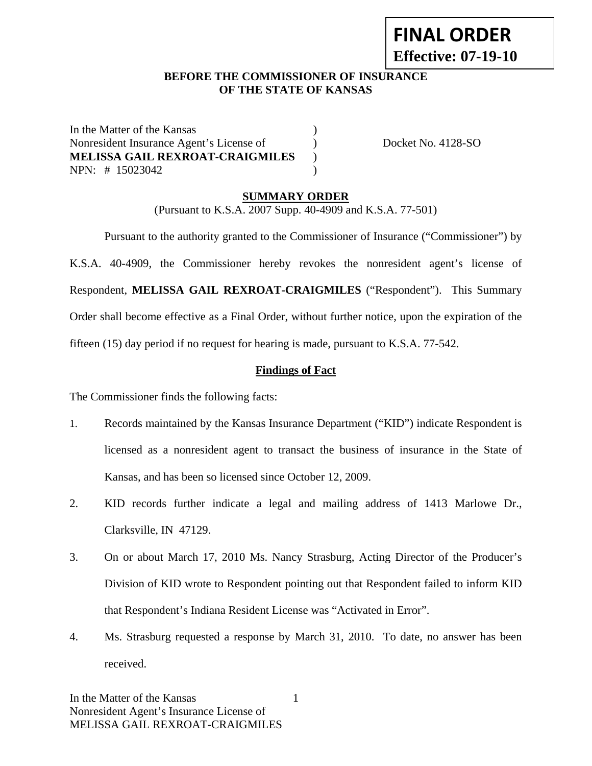**FINAL ORDER**
**Effective: 07-19-10**

**BEFORE THE COMMISSIONER OF INSURANCE**
**OF THE STATE OF KANSAS**

In the Matter of the Kansas )
Nonresident Insurance Agent's License of ) Docket No. 4128-SO
**MELISSA GAIL REXROAT-CRAIGMILES** )
NPN: # 15023042 )

## SUMMARY ORDER

(Pursuant to K.S.A. 2007 Supp. 40-4909 and K.S.A. 77-501)

Pursuant to the authority granted to the Commissioner of Insurance ("Commissioner") by K.S.A. 40-4909, the Commissioner hereby revokes the nonresident agent's license of Respondent, **MELISSA GAIL REXROAT-CRAIGMILES** ("Respondent"). This Summary Order shall become effective as a Final Order, without further notice, upon the expiration of the fifteen (15) day period if no request for hearing is made, pursuant to K.S.A. 77-542.

### Findings of Fact

The Commissioner finds the following facts:

1. Records maintained by the Kansas Insurance Department ("KID") indicate Respondent is licensed as a nonresident agent to transact the business of insurance in the State of Kansas, and has been so licensed since October 12, 2009.
2. KID records further indicate a legal and mailing address of 1413 Marlowe Dr., Clarksville, IN 47129.
3. On or about March 17, 2010 Ms. Nancy Strasburg, Acting Director of the Producer's Division of KID wrote to Respondent pointing out that Respondent failed to inform KID that Respondent's Indiana Resident License was "Activated in Error".
4. Ms. Strasburg requested a response by March 31, 2010. To date, no answer has been received.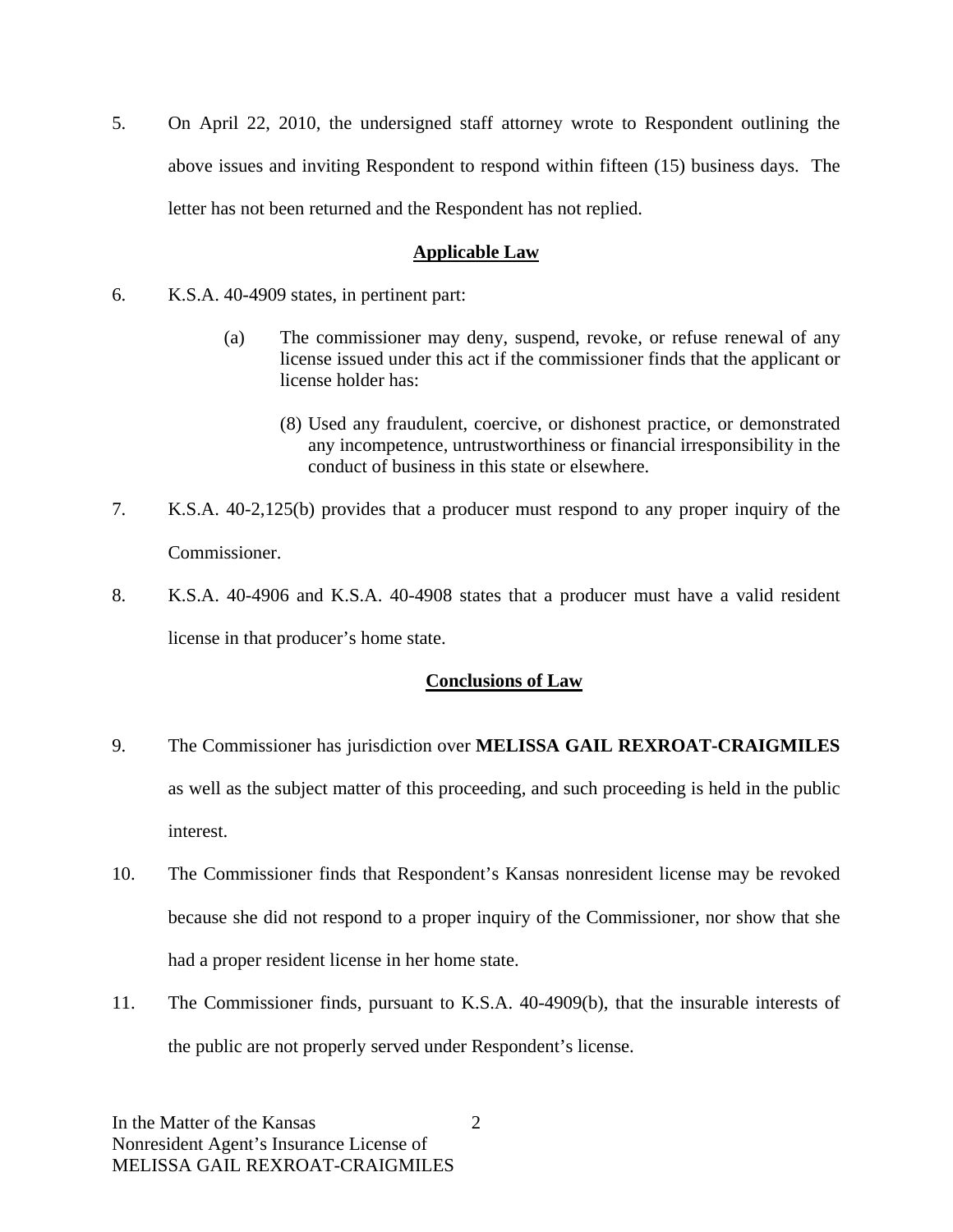5. On April 22, 2010, the undersigned staff attorney wrote to Respondent outlining the above issues and inviting Respondent to respond within fifteen (15) business days. The letter has not been returned and the Respondent has not replied.

## Applicable Law

6. K.S.A. 40-4909 states, in pertinent part:

   > (a) The commissioner may deny, suspend, revoke, or refuse renewal of any license issued under this act if the commissioner finds that the applicant or license holder has:
   >
   > (8) Used any fraudulent, coercive, or dishonest practice, or demonstrated any incompetence, untrustworthiness or financial irresponsibility in the conduct of business in this state or elsewhere.

7. K.S.A. 40-2,125(b) provides that a producer must respond to any proper inquiry of the Commissioner.

8. K.S.A. 40-4906 and K.S.A. 40-4908 states that a producer must have a valid resident license in that producer's home state.

## Conclusions of Law

9. The Commissioner has jurisdiction over **MELISSA GAIL REXROAT-CRAIGMILES** as well as the subject matter of this proceeding, and such proceeding is held in the public interest.

10. The Commissioner finds that Respondent's Kansas nonresident license may be revoked because she did not respond to a proper inquiry of the Commissioner, nor show that she had a proper resident license in her home state.

11. The Commissioner finds, pursuant to K.S.A. 40-4909(b), that the insurable interests of the public are not properly served under Respondent's license.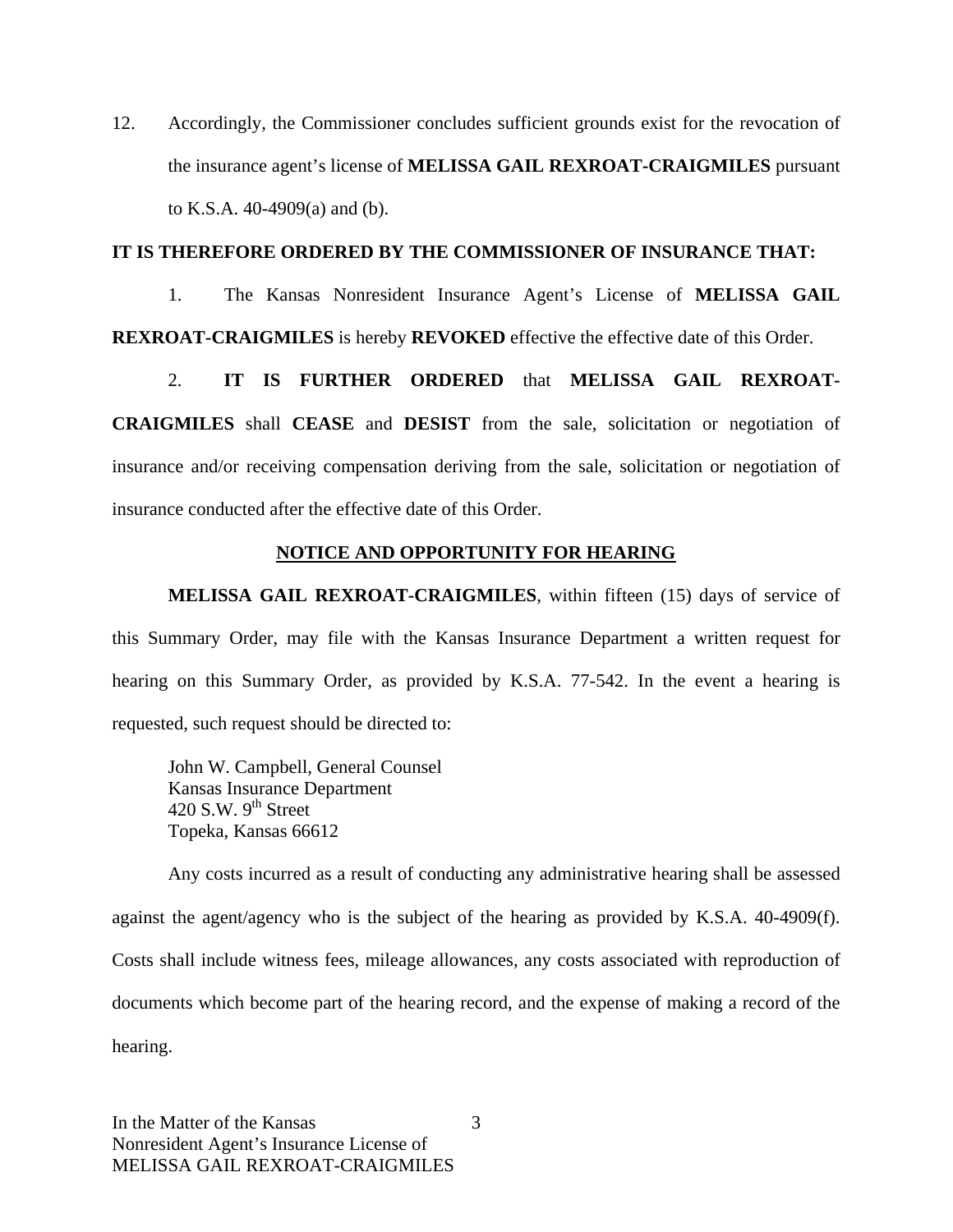12. Accordingly, the Commissioner concludes sufficient grounds exist for the revocation of the insurance agent's license of **MELISSA GAIL REXROAT-CRAIGMILES** pursuant to K.S.A. 40-4909(a) and (b).

**IT IS THEREFORE ORDERED BY THE COMMISSIONER OF INSURANCE THAT:**

1. The Kansas Nonresident Insurance Agent's License of **MELISSA GAIL REXROAT-CRAIGMILES** is hereby **REVOKED** effective the effective date of this Order.

2. **IT IS FURTHER ORDERED** that **MELISSA GAIL REXROAT-CRAIGMILES** shall **CEASE** and **DESIST** from the sale, solicitation or negotiation of insurance and/or receiving compensation deriving from the sale, solicitation or negotiation of insurance conducted after the effective date of this Order.

## NOTICE AND OPPORTUNITY FOR HEARING

**MELISSA GAIL REXROAT-CRAIGMILES**, within fifteen (15) days of service of this Summary Order, may file with the Kansas Insurance Department a written request for hearing on this Summary Order, as provided by K.S.A. 77-542. In the event a hearing is requested, such request should be directed to:

John W. Campbell, General Counsel
Kansas Insurance Department
420 S.W. 9th Street
Topeka, Kansas 66612

Any costs incurred as a result of conducting any administrative hearing shall be assessed against the agent/agency who is the subject of the hearing as provided by K.S.A. 40-4909(f). Costs shall include witness fees, mileage allowances, any costs associated with reproduction of documents which become part of the hearing record, and the expense of making a record of the hearing.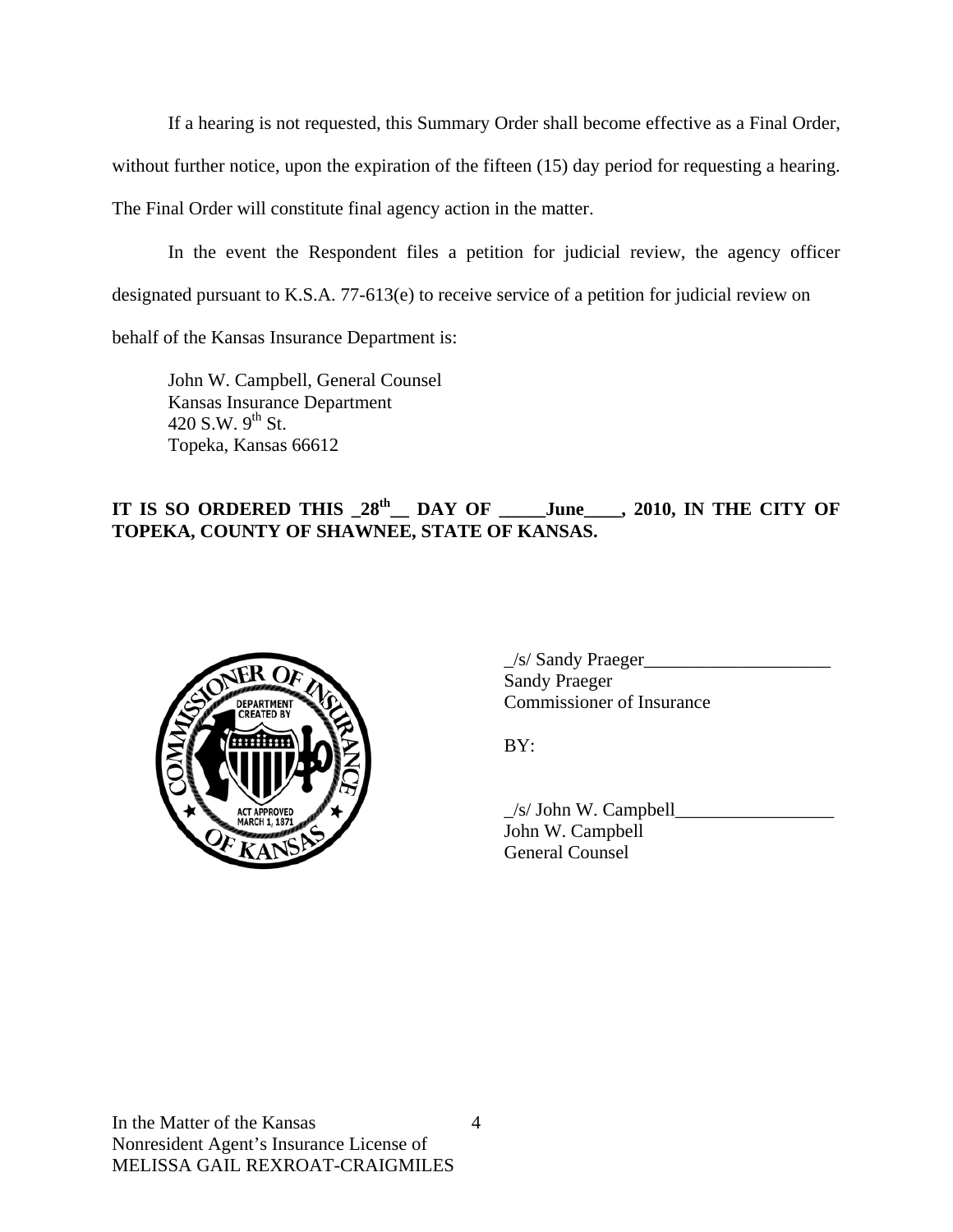If a hearing is not requested, this Summary Order shall become effective as a Final Order, without further notice, upon the expiration of the fifteen (15) day period for requesting a hearing. The Final Order will constitute final agency action in the matter.

In the event the Respondent files a petition for judicial review, the agency officer designated pursuant to K.S.A. 77-613(e) to receive service of a petition for judicial review on behalf of the Kansas Insurance Department is:

John W. Campbell, General Counsel
Kansas Insurance Department
420 S.W. 9th St.
Topeka, Kansas 66612

**IT IS SO ORDERED THIS _28th__ DAY OF _____June____, 2010, IN THE CITY OF TOPEKA, COUNTY OF SHAWNEE, STATE OF KANSAS.**

_/s/ Sandy Praeger____________________
Sandy Praeger
Commissioner of Insurance

BY:

_/s/ John W. Campbell_________________
John W. Campbell
General Counsel

In the Matter of the Kansas
Nonresident Agent's Insurance License of
MELISSA GAIL REXROAT-CRAIGMILES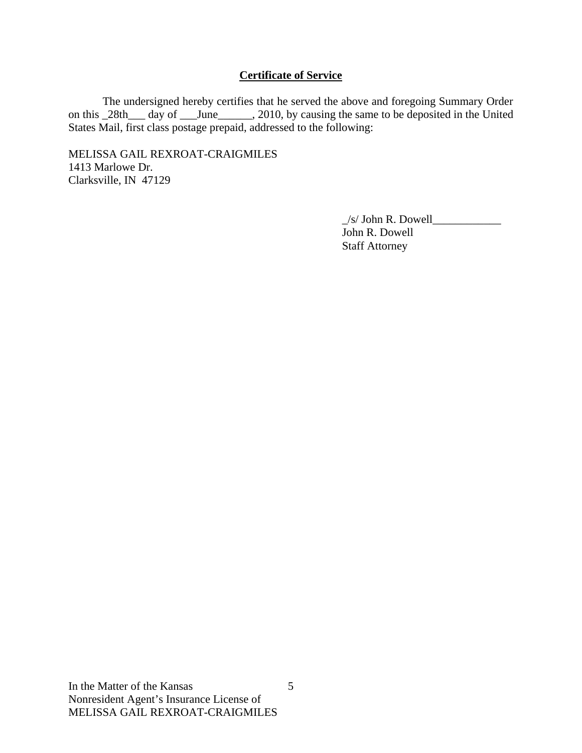**Certificate of Service**

The undersigned hereby certifies that he served the above and foregoing Summary Order on this _28th___ day of ___June______, 2010, by causing the same to be deposited in the United States Mail, first class postage prepaid, addressed to the following:

MELISSA GAIL REXROAT-CRAIGMILES
1413 Marlowe Dr.
Clarksville, IN 47129

_/s/ John R. Dowell____________
John R. Dowell
Staff Attorney